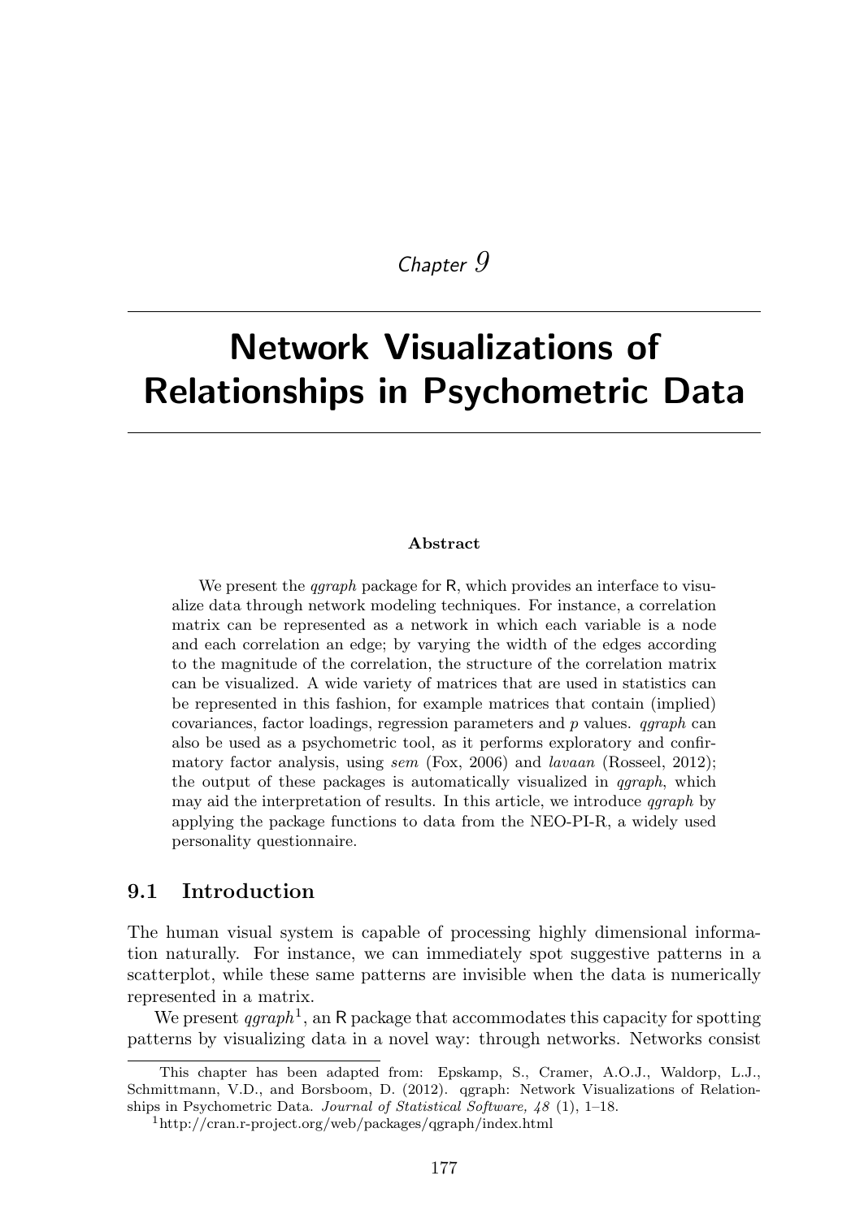*Chapter 9*

# Network Visualizations of Relationships in Psychometric Data

**Abstract**

We present the *qgraph* package for R, which provides an interface to visualize data through network modeling techniques. For instance, a correlation matrix can be represented as a network in which each variable is a node and each correlation an edge; by varying the width of the edges according to the magnitude of the correlation, the structure of the correlation matrix can be visualized. A wide variety of matrices that are used in statistics can be represented in this fashion, for example matrices that contain (implied) covariances, factor loadings, regression parameters and *p* values. *qgraph* can also be used as a psychometric tool, as it performs exploratory and confirmatory factor analysis, using *sem* (Fox, 2006) and *lavaan* (Rosseel, 2012); the output of these packages is automatically visualized in *qgraph*, which may aid the interpretation of results. In this article, we introduce *qgraph* by applying the package functions to data from the NEO-PI-R, a widely used personality questionnaire.

## 9.1 Introduction

The human visual system is capable of processing highly dimensional information naturally. For instance, we can immediately spot suggestive patterns in a scatterplot, while these same patterns are invisible when the data is numerically represented in a matrix.

We present *qgraph*[1], an R package that accommodates this capacity for spotting patterns by visualizing data in a novel way: through networks. Networks consist

---

This chapter has been adapted from: Epskamp, S., Cramer, A.O.J., Waldorp, L.J., Schmittmann, V.D., and Borsboom, D. (2012). qgraph: Network Visualizations of Relationships in Psychometric Data. *Journal of Statistical Software, 48* (1), 1–18.

[1] http://cran.r-project.org/web/packages/qgraph/index.html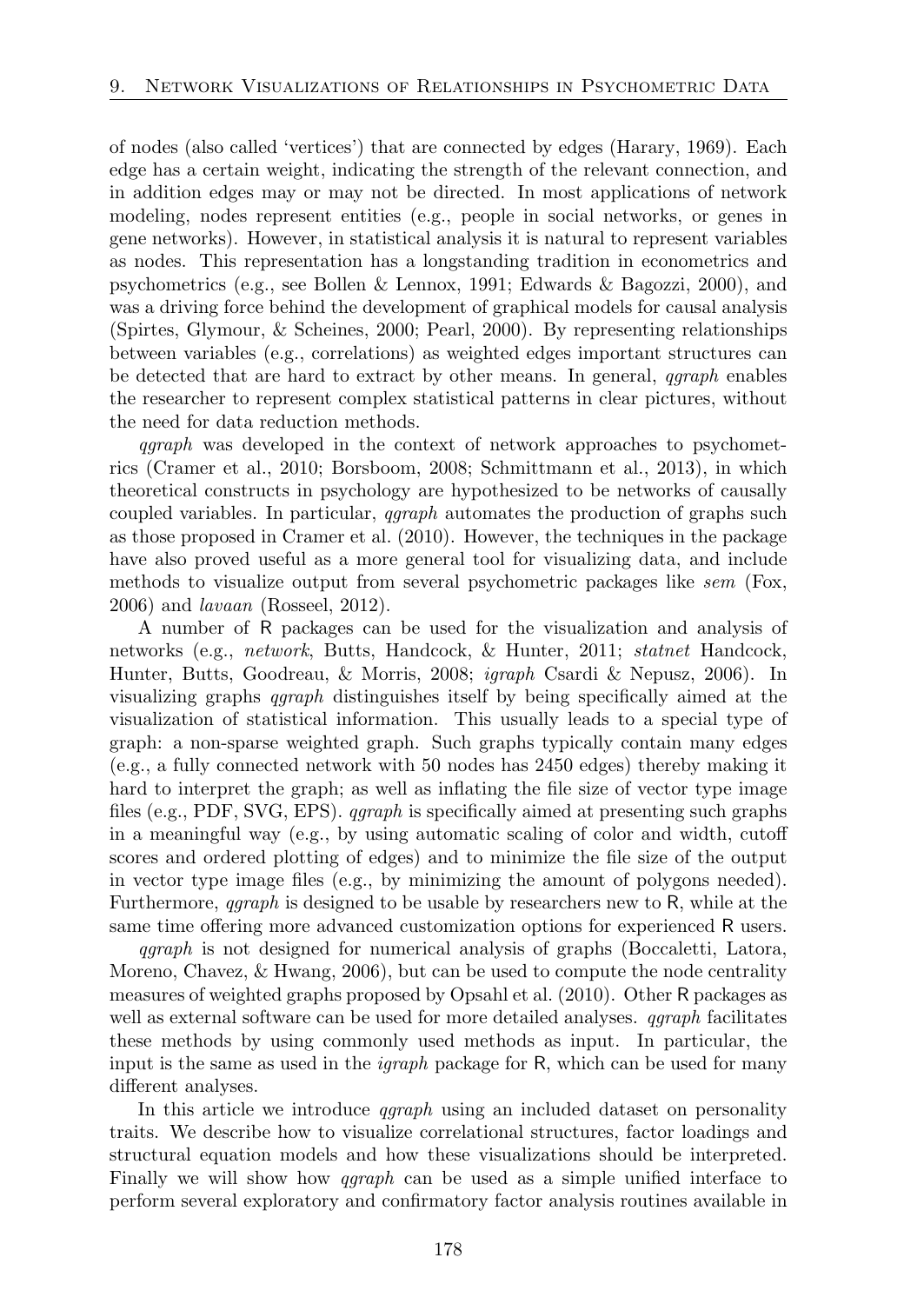of nodes (also called 'vertices') that are connected by edges (Harary, 1969). Each edge has a certain weight, indicating the strength of the relevant connection, and in addition edges may or may not be directed. In most applications of network modeling, nodes represent entities (e.g., people in social networks, or genes in gene networks). However, in statistical analysis it is natural to represent variables as nodes. This representation has a longstanding tradition in econometrics and psychometrics (e.g., see Bollen & Lennox, 1991; Edwards & Bagozzi, 2000), and was a driving force behind the development of graphical models for causal analysis (Spirtes, Glymour, & Scheines, 2000; Pearl, 2000). By representing relationships between variables (e.g., correlations) as weighted edges important structures can be detected that are hard to extract by other means. In general, *qgraph* enables the researcher to represent complex statistical patterns in clear pictures, without the need for data reduction methods.

*qgraph* was developed in the context of network approaches to psychometrics (Cramer et al., 2010; Borsboom, 2008; Schmittmann et al., 2013), in which theoretical constructs in psychology are hypothesized to be networks of causally coupled variables. In particular, *qgraph* automates the production of graphs such as those proposed in Cramer et al. (2010). However, the techniques in the package have also proved useful as a more general tool for visualizing data, and include methods to visualize output from several psychometric packages like *sem* (Fox, 2006) and *lavaan* (Rosseel, 2012).

A number of R packages can be used for the visualization and analysis of networks (e.g., *network*, Butts, Handcock, & Hunter, 2011; *statnet* Handcock, Hunter, Butts, Goodreau, & Morris, 2008; *igraph* Csardi & Nepusz, 2006). In visualizing graphs *qgraph* distinguishes itself by being specifically aimed at the visualization of statistical information. This usually leads to a special type of graph: a non-sparse weighted graph. Such graphs typically contain many edges (e.g., a fully connected network with 50 nodes has 2450 edges) thereby making it hard to interpret the graph; as well as inflating the file size of vector type image files (e.g., PDF, SVG, EPS). *qgraph* is specifically aimed at presenting such graphs in a meaningful way (e.g., by using automatic scaling of color and width, cutoff scores and ordered plotting of edges) and to minimize the file size of the output in vector type image files (e.g., by minimizing the amount of polygons needed). Furthermore, *qgraph* is designed to be usable by researchers new to R, while at the same time offering more advanced customization options for experienced R users.

*qgraph* is not designed for numerical analysis of graphs (Boccaletti, Latora, Moreno, Chavez, & Hwang, 2006), but can be used to compute the node centrality measures of weighted graphs proposed by Opsahl et al. (2010). Other R packages as well as external software can be used for more detailed analyses. *qgraph* facilitates these methods by using commonly used methods as input. In particular, the input is the same as used in the *igraph* package for R, which can be used for many different analyses.

In this article we introduce *qgraph* using an included dataset on personality traits. We describe how to visualize correlational structures, factor loadings and structural equation models and how these visualizations should be interpreted. Finally we will show how *qgraph* can be used as a simple unified interface to perform several exploratory and confirmatory factor analysis routines available in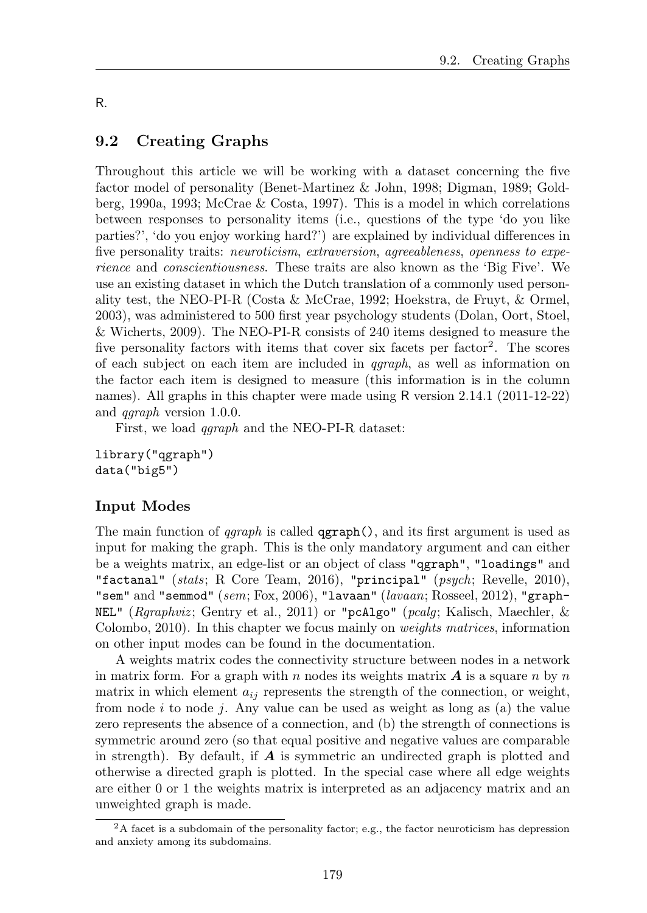R.

## 9.2 Creating Graphs

Throughout this article we will be working with a dataset concerning the five factor model of personality (Benet-Martinez & John, 1998; Digman, 1989; Goldberg, 1990a, 1993; McCrae & Costa, 1997). This is a model in which correlations between responses to personality items (i.e., questions of the type 'do you like parties?', 'do you enjoy working hard?') are explained by individual differences in five personality traits: *neuroticism*, *extraversion*, *agreeableness*, *openness to experience* and *conscientiousness*. These traits are also known as the 'Big Five'. We use an existing dataset in which the Dutch translation of a commonly used personality test, the NEO-PI-R (Costa & McCrae, 1992; Hoekstra, de Fruyt, & Ormel, 2003), was administered to 500 first year psychology students (Dolan, Oort, Stoel, & Wicherts, 2009). The NEO-PI-R consists of 240 items designed to measure the five personality factors with items that cover six facets per factor[2]. The scores of each subject on each item are included in *qgraph*, as well as information on the factor each item is designed to measure (this information is in the column names). All graphs in this chapter were made using R version 2.14.1 (2011-12-22) and *qgraph* version 1.0.0.

First, we load *qgraph* and the NEO-PI-R dataset:

```
library("qgraph")
data("big5")
```

### Input Modes

The main function of *qgraph* is called `qgraph()`, and its first argument is used as input for making the graph. This is the only mandatory argument and can either be a weights matrix, an edge-list or an object of class `"qgraph"`, `"loadings"` and `"factanal"` (*stats*; R Core Team, 2016), `"principal"` (*psych*; Revelle, 2010), `"sem"` and `"semmod"` (*sem*; Fox, 2006), `"lavaan"` (*lavaan*; Rosseel, 2012), `"graphNEL"` (*Rgraphviz*; Gentry et al., 2011) or `"pcAlgo"` (*pcalg*; Kalisch, Maechler, & Colombo, 2010). In this chapter we focus mainly on *weights matrices*, information on other input modes can be found in the documentation.

A weights matrix codes the connectivity structure between nodes in a network in matrix form. For a graph with $n$ nodes its weights matrix $\boldsymbol{A}$ is a square $n$ by $n$ matrix in which element $a_{ij}$ represents the strength of the connection, or weight, from node $i$ to node $j$. Any value can be used as weight as long as (a) the value zero represents the absence of a connection, and (b) the strength of connections is symmetric around zero (so that equal positive and negative values are comparable in strength). By default, if $\boldsymbol{A}$ is symmetric an undirected graph is plotted and otherwise a directed graph is plotted. In the special case where all edge weights are either 0 or 1 the weights matrix is interpreted as an adjacency matrix and an unweighted graph is made.

[2] A facet is a subdomain of the personality factor; e.g., the factor neuroticism has depression and anxiety among its subdomains.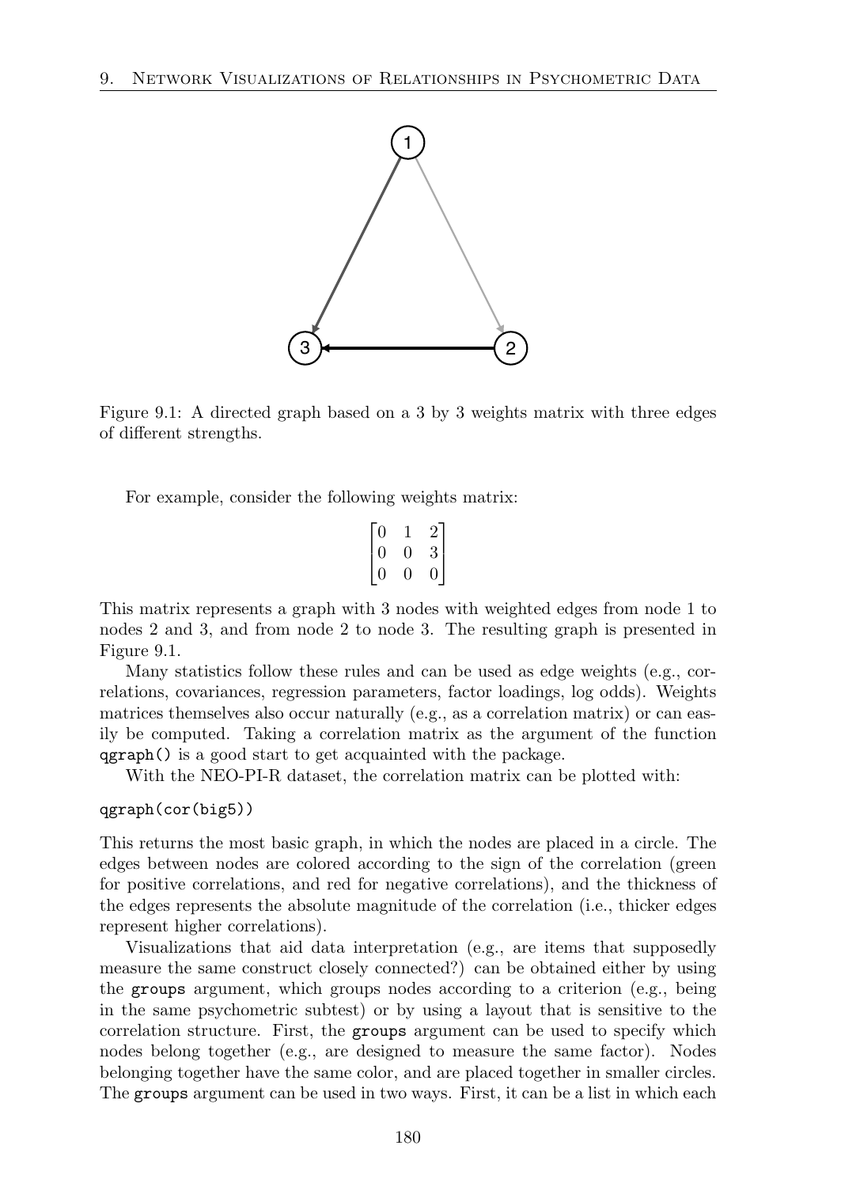Figure 9.1: A directed graph based on a 3 by 3 weights matrix with three edges of different strengths.

For example, consider the following weights matrix:

$$
\begin{bmatrix}
0 & 1 & 2 \\
0 & 0 & 3 \\
0 & 0 & 0
\end{bmatrix}
$$

This matrix represents a graph with 3 nodes with weighted edges from node 1 to nodes 2 and 3, and from node 2 to node 3. The resulting graph is presented in Figure 9.1.

Many statistics follow these rules and can be used as edge weights (e.g., correlations, covariances, regression parameters, factor loadings, log odds). Weights matrices themselves also occur naturally (e.g., as a correlation matrix) or can easily be computed. Taking a correlation matrix as the argument of the function `qgraph()` is a good start to get acquainted with the package.

With the NEO-PI-R dataset, the correlation matrix can be plotted with:

```
qgraph(cor(big5))
```

This returns the most basic graph, in which the nodes are placed in a circle. The edges between nodes are colored according to the sign of the correlation (green for positive correlations, and red for negative correlations), and the thickness of the edges represents the absolute magnitude of the correlation (i.e., thicker edges represent higher correlations).

Visualizations that aid data interpretation (e.g., are items that supposedly measure the same construct closely connected?) can be obtained either by using the `groups` argument, which groups nodes according to a criterion (e.g., being in the same psychometric subtest) or by using a layout that is sensitive to the correlation structure. First, the `groups` argument can be used to specify which nodes belong together (e.g., are designed to measure the same factor). Nodes belonging together have the same color, and are placed together in smaller circles. The `groups` argument can be used in two ways. First, it can be a list in which each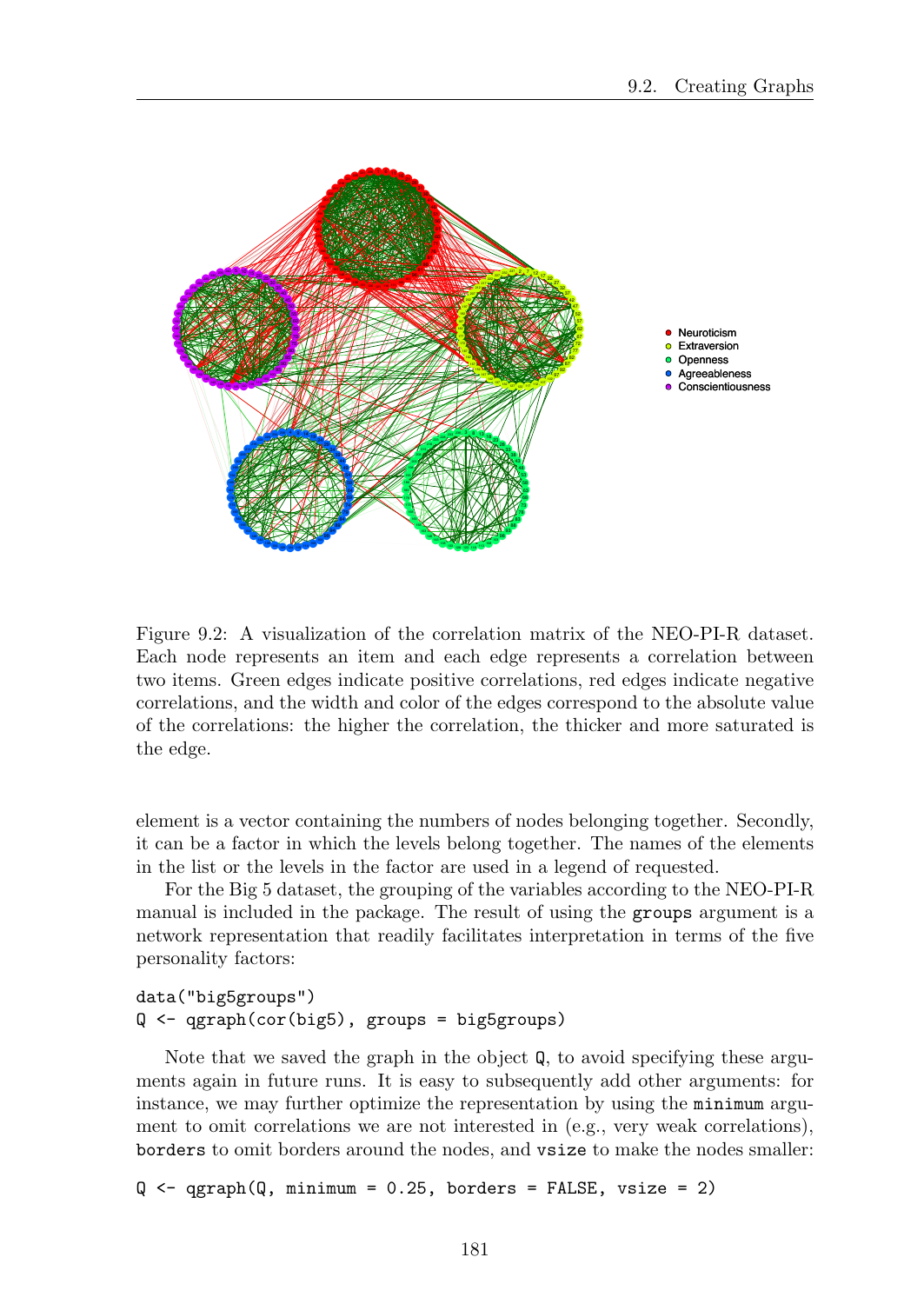Figure 9.2: A visualization of the correlation matrix of the NEO-PI-R dataset. Each node represents an item and each edge represents a correlation between two items. Green edges indicate positive correlations, red edges indicate negative correlations, and the width and color of the edges correspond to the absolute value of the correlations: the higher the correlation, the thicker and more saturated is the edge.

element is a vector containing the numbers of nodes belonging together. Secondly, it can be a factor in which the levels belong together. The names of the elements in the list or the levels in the factor are used in a legend of requested.

For the Big 5 dataset, the grouping of the variables according to the NEO-PI-R manual is included in the package. The result of using the `groups` argument is a network representation that readily facilitates interpretation in terms of the five personality factors:

```
data("big5groups")
Q <- qgraph(cor(big5), groups = big5groups)
```

Note that we saved the graph in the object `Q`, to avoid specifying these arguments again in future runs. It is easy to subsequently add other arguments: for instance, we may further optimize the representation by using the `minimum` argument to omit correlations we are not interested in (e.g., very weak correlations), `borders` to omit borders around the nodes, and `vsize` to make the nodes smaller:

```
Q <- qgraph(Q, minimum = 0.25, borders = FALSE, vsize = 2)
```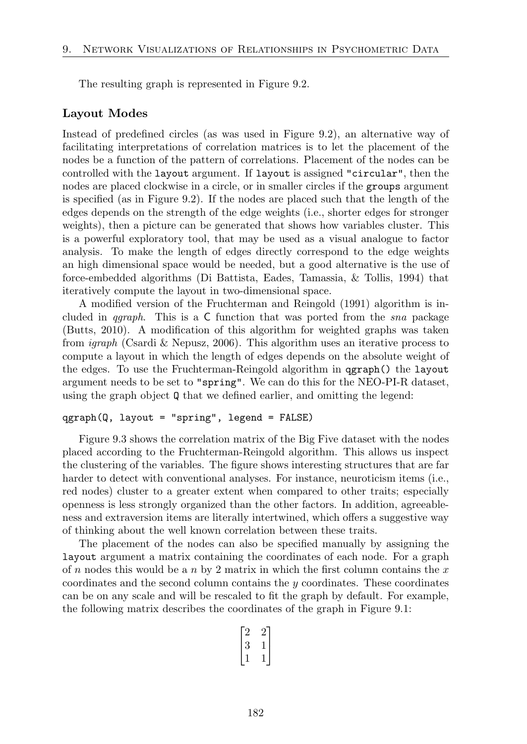The resulting graph is represented in Figure 9.2.

### Layout Modes

Instead of predefined circles (as was used in Figure 9.2), an alternative way of facilitating interpretations of correlation matrices is to let the placement of the nodes be a function of the pattern of correlations. Placement of the nodes can be controlled with the `layout` argument. If `layout` is assigned `"circular"`, then the nodes are placed clockwise in a circle, or in smaller circles if the `groups` argument is specified (as in Figure 9.2). If the nodes are placed such that the length of the edges depends on the strength of the edge weights (i.e., shorter edges for stronger weights), then a picture can be generated that shows how variables cluster. This is a powerful exploratory tool, that may be used as a visual analogue to factor analysis. To make the length of edges directly correspond to the edge weights an high dimensional space would be needed, but a good alternative is the use of force-embedded algorithms (Di Battista, Eades, Tamassia, & Tollis, 1994) that iteratively compute the layout in two-dimensional space.

A modified version of the Fruchterman and Reingold (1991) algorithm is included in *qgraph*. This is a C function that was ported from the *sna* package (Butts, 2010). A modification of this algorithm for weighted graphs was taken from *igraph* (Csardi & Nepusz, 2006). This algorithm uses an iterative process to compute a layout in which the length of edges depends on the absolute weight of the edges. To use the Fruchterman-Reingold algorithm in `qgraph()` the `layout` argument needs to be set to `"spring"`. We can do this for the NEO-PI-R dataset, using the graph object `Q` that we defined earlier, and omitting the legend:

```
qgraph(Q, layout = "spring", legend = FALSE)
```

Figure 9.3 shows the correlation matrix of the Big Five dataset with the nodes placed according to the Fruchterman-Reingold algorithm. This allows us inspect the clustering of the variables. The figure shows interesting structures that are far harder to detect with conventional analyses. For instance, neuroticism items (i.e., red nodes) cluster to a greater extent when compared to other traits; especially openness is less strongly organized than the other factors. In addition, agreeableness and extraversion items are literally intertwined, which offers a suggestive way of thinking about the well known correlation between these traits.

The placement of the nodes can also be specified manually by assigning the `layout` argument a matrix containing the coordinates of each node. For a graph of $n$ nodes this would be a $n$ by 2 matrix in which the first column contains the $x$ coordinates and the second column contains the $y$ coordinates. These coordinates can be on any scale and will be rescaled to fit the graph by default. For example, the following matrix describes the coordinates of the graph in Figure 9.1:

$$\begin{bmatrix} 2 & 2 \\ 3 & 1 \\ 1 & 1 \end{bmatrix}$$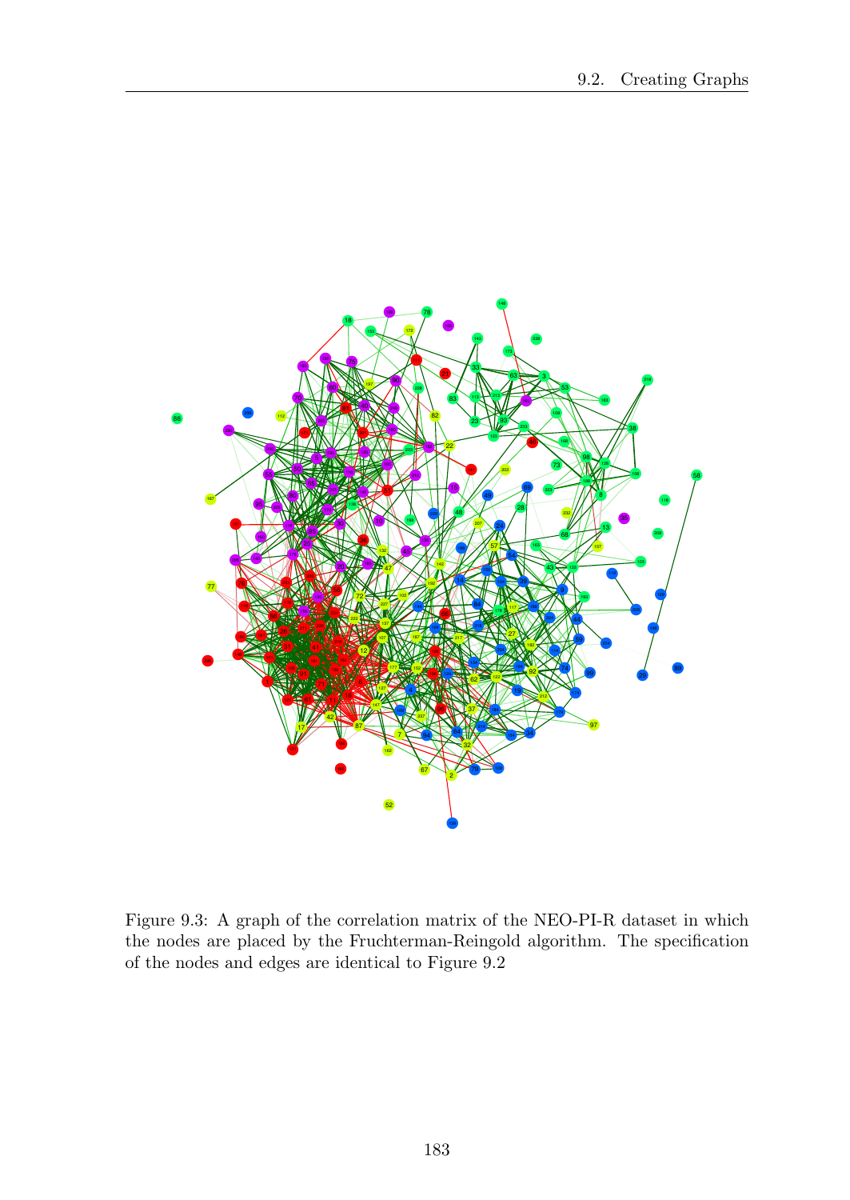Figure 9.3: A graph of the correlation matrix of the NEO-PI-R dataset in which the nodes are placed by the Fruchterman-Reingold algorithm. The specification of the nodes and edges are identical to Figure 9.2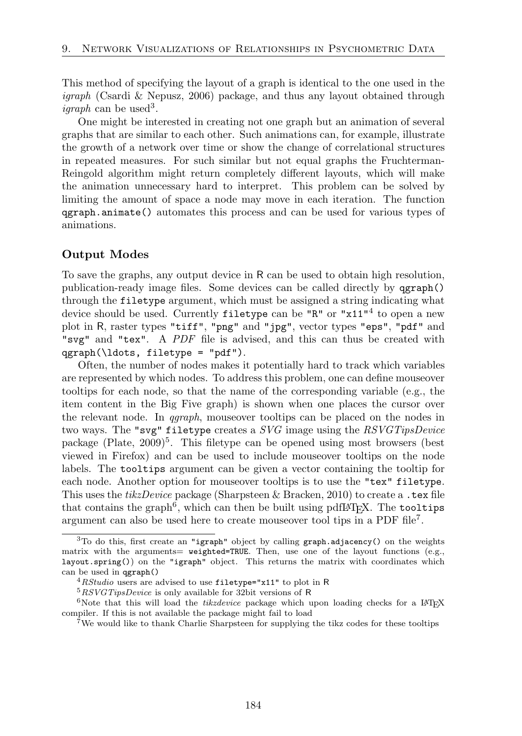This method of specifying the layout of a graph is identical to the one used in the *igraph* (Csardi & Nepusz, 2006) package, and thus any layout obtained through *igraph* can be used[3].

One might be interested in creating not one graph but an animation of several graphs that are similar to each other. Such animations can, for example, illustrate the growth of a network over time or show the change of correlational structures in repeated measures. For such similar but not equal graphs the Fruchterman-Reingold algorithm might return completely different layouts, which will make the animation unnecessary hard to interpret. This problem can be solved by limiting the amount of space a node may move in each iteration. The function `qgraph.animate()` automates this process and can be used for various types of animations.

### Output Modes

To save the graphs, any output device in R can be used to obtain high resolution, publication-ready image files. Some devices can be called directly by `qgraph()` through the `filetype` argument, which must be assigned a string indicating what device should be used. Currently `filetype` can be `"R"` or `"x11"`[4] to open a new plot in R, raster types `"tiff"`, `"png"` and `"jpg"`, vector types `"eps"`, `"pdf"` and `"svg"` and `"tex"`. A *PDF* file is advised, and this can thus be created with `qgraph(\ldots, filetype = "pdf")`.

Often, the number of nodes makes it potentially hard to track which variables are represented by which nodes. To address this problem, one can define mouseover tooltips for each node, so that the name of the corresponding variable (e.g., the item content in the Big Five graph) is shown when one places the cursor over the relevant node. In *qgraph*, mouseover tooltips can be placed on the nodes in two ways. The `"svg" filetype` creates a *SVG* image using the *RSVGTipsDevice* package (Plate, 2009)[5]. This filetype can be opened using most browsers (best viewed in Firefox) and can be used to include mouseover tooltips on the node labels. The `tooltips` argument can be given a vector containing the tooltip for each node. Another option for mouseover tooltips is to use the `"tex" filetype`. This uses the *tikzDevice* package (Sharpsteen & Bracken, 2010) to create a `.tex` file that contains the graph[6], which can then be built using pdfLaTeX. The `tooltips` argument can also be used here to create mouseover tool tips in a PDF file[7].

---

[3] To do this, first create an `"igraph"` object by calling `graph.adjacency()` on the weights matrix with the arguments= `weighted=TRUE`. Then, use one of the layout functions (e.g., `layout.spring()`) on the `"igraph"` object. This returns the matrix with coordinates which can be used in `qgraph()`

[4] *RStudio* users are advised to use `filetype="x11"` to plot in R

[5] *RSVGTipsDevice* is only available for 32bit versions of R

[6] Note that this will load the *tikzdevice* package which upon loading checks for a LaTeX compiler. If this is not available the package might fail to load

[7] We would like to thank Charlie Sharpsteen for supplying the tikz codes for these tooltips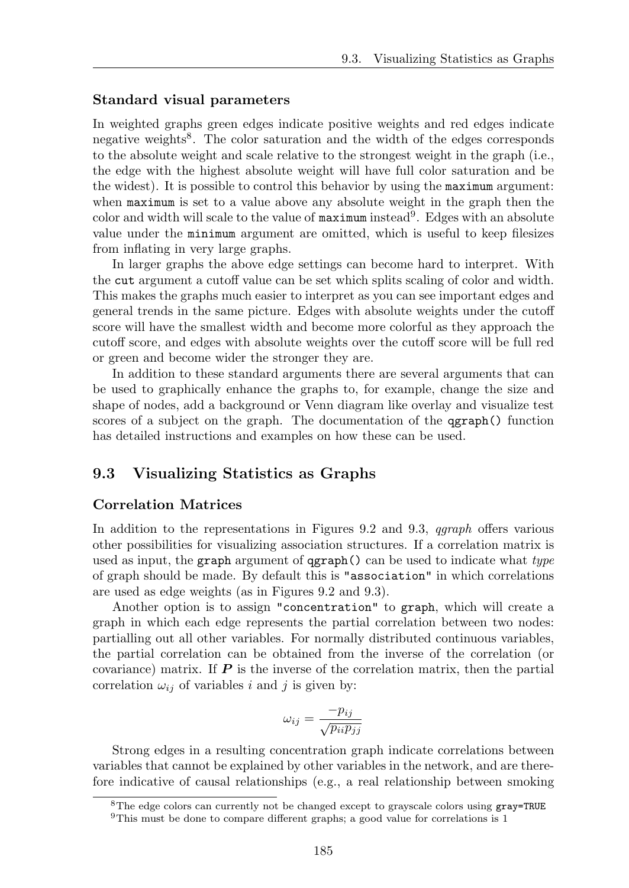### Standard visual parameters

In weighted graphs green edges indicate positive weights and red edges indicate negative weights[8]. The color saturation and the width of the edges corresponds to the absolute weight and scale relative to the strongest weight in the graph (i.e., the edge with the highest absolute weight will have full color saturation and be the widest). It is possible to control this behavior by using the `maximum` argument: when `maximum` is set to a value above any absolute weight in the graph then the color and width will scale to the value of `maximum` instead[9]. Edges with an absolute value under the `minimum` argument are omitted, which is useful to keep filesizes from inflating in very large graphs.

In larger graphs the above edge settings can become hard to interpret. With the `cut` argument a cutoff value can be set which splits scaling of color and width. This makes the graphs much easier to interpret as you can see important edges and general trends in the same picture. Edges with absolute weights under the cutoff score will have the smallest width and become more colorful as they approach the cutoff score, and edges with absolute weights over the cutoff score will be full red or green and become wider the stronger they are.

In addition to these standard arguments there are several arguments that can be used to graphically enhance the graphs to, for example, change the size and shape of nodes, add a background or Venn diagram like overlay and visualize test scores of a subject on the graph. The documentation of the `qgraph()` function has detailed instructions and examples on how these can be used.

## 9.3 Visualizing Statistics as Graphs

### Correlation Matrices

In addition to the representations in Figures 9.2 and 9.3, *qgraph* offers various other possibilities for visualizing association structures. If a correlation matrix is used as input, the `graph` argument of `qgraph()` can be used to indicate what *type* of graph should be made. By default this is `"association"` in which correlations are used as edge weights (as in Figures 9.2 and 9.3).

Another option is to assign `"concentration"` to `graph`, which will create a graph in which each edge represents the partial correlation between two nodes: partialling out all other variables. For normally distributed continuous variables, the partial correlation can be obtained from the inverse of the correlation (or covariance) matrix. If $\boldsymbol{P}$ is the inverse of the correlation matrix, then the partial correlation $\omega_{ij}$ of variables $i$ and $j$ is given by:

$$\omega_{ij} = \frac{-p_{ij}}{\sqrt{p_{ii}p_{jj}}}$$

Strong edges in a resulting concentration graph indicate correlations between variables that cannot be explained by other variables in the network, and are therefore indicative of causal relationships (e.g., a real relationship between smoking

[8] The edge colors can currently not be changed except to grayscale colors using `gray=TRUE`

[9] This must be done to compare different graphs; a good value for correlations is 1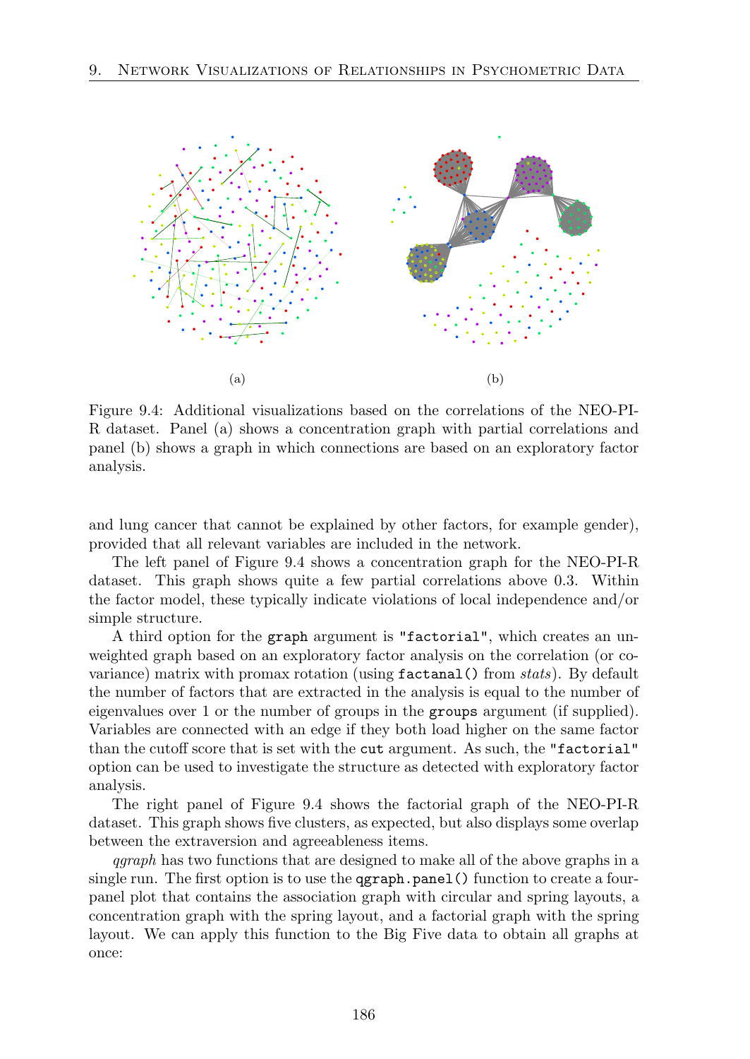(a) (b)

Figure 9.4: Additional visualizations based on the correlations of the NEO-PI-R dataset. Panel (a) shows a concentration graph with partial correlations and panel (b) shows a graph in which connections are based on an exploratory factor analysis.

and lung cancer that cannot be explained by other factors, for example gender), provided that all relevant variables are included in the network.

The left panel of Figure 9.4 shows a concentration graph for the NEO-PI-R dataset. This graph shows quite a few partial correlations above 0.3. Within the factor model, these typically indicate violations of local independence and/or simple structure.

A third option for the `graph` argument is `"factorial"`, which creates an unweighted graph based on an exploratory factor analysis on the correlation (or covariance) matrix with promax rotation (using `factanal()` from *stats*). By default the number of factors that are extracted in the analysis is equal to the number of eigenvalues over 1 or the number of groups in the `groups` argument (if supplied). Variables are connected with an edge if they both load higher on the same factor than the cutoff score that is set with the `cut` argument. As such, the `"factorial"` option can be used to investigate the structure as detected with exploratory factor analysis.

The right panel of Figure 9.4 shows the factorial graph of the NEO-PI-R dataset. This graph shows five clusters, as expected, but also displays some overlap between the extraversion and agreeableness items.

*qgraph* has two functions that are designed to make all of the above graphs in a single run. The first option is to use the `qgraph.panel()` function to create a four-panel plot that contains the association graph with circular and spring layouts, a concentration graph with the spring layout, and a factorial graph with the spring layout. We can apply this function to the Big Five data to obtain all graphs at once: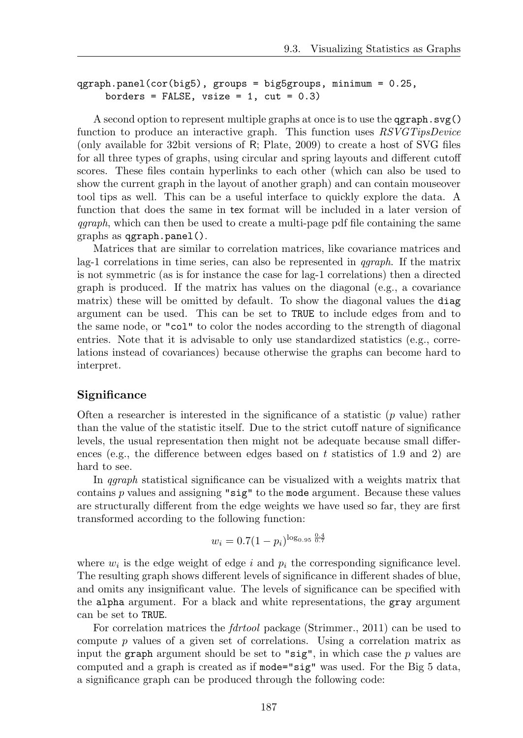```
qgraph.panel(cor(big5), groups = big5groups, minimum = 0.25,
     borders = FALSE, vsize = 1, cut = 0.3)
```

A second option to represent multiple graphs at once is to use the `qgraph.svg()` function to produce an interactive graph. This function uses *RSVGTipsDevice* (only available for 32bit versions of R; Plate, 2009) to create a host of SVG files for all three types of graphs, using circular and spring layouts and different cutoff scores. These files contain hyperlinks to each other (which can also be used to show the current graph in the layout of another graph) and can contain mouseover tool tips as well. This can be a useful interface to quickly explore the data. A function that does the same in `tex` format will be included in a later version of *qgraph*, which can then be used to create a multi-page pdf file containing the same graphs as `qgraph.panel()`.

Matrices that are similar to correlation matrices, like covariance matrices and lag-1 correlations in time series, can also be represented in *qgraph*. If the matrix is not symmetric (as is for instance the case for lag-1 correlations) then a directed graph is produced. If the matrix has values on the diagonal (e.g., a covariance matrix) these will be omitted by default. To show the diagonal values the `diag` argument can be used. This can be set to `TRUE` to include edges from and to the same node, or `"col"` to color the nodes according to the strength of diagonal entries. Note that it is advisable to only use standardized statistics (e.g., correlations instead of covariances) because otherwise the graphs can become hard to interpret.

### Significance

Often a researcher is interested in the significance of a statistic ($p$ value) rather than the value of the statistic itself. Due to the strict cutoff nature of significance levels, the usual representation then might not be adequate because small differences (e.g., the difference between edges based on $t$ statistics of 1.9 and 2) are hard to see.

In *qgraph* statistical significance can be visualized with a weights matrix that contains $p$ values and assigning `"sig"` to the `mode` argument. Because these values are structurally different from the edge weights we have used so far, they are first transformed according to the following function:

$$w_i = 0.7(1 - p_i)^{\log_{0.95} \frac{0.4}{0.7}}$$

where $w_i$ is the edge weight of edge $i$ and $p_i$ the corresponding significance level. The resulting graph shows different levels of significance in different shades of blue, and omits any insignificant value. The levels of significance can be specified with the `alpha` argument. For a black and white representations, the `gray` argument can be set to `TRUE`.

For correlation matrices the *fdrtool* package (Strimmer., 2011) can be used to compute $p$ values of a given set of correlations. Using a correlation matrix as input the `graph` argument should be set to `"sig"`, in which case the $p$ values are computed and a graph is created as if `mode="sig"` was used. For the Big 5 data, a significance graph can be produced through the following code: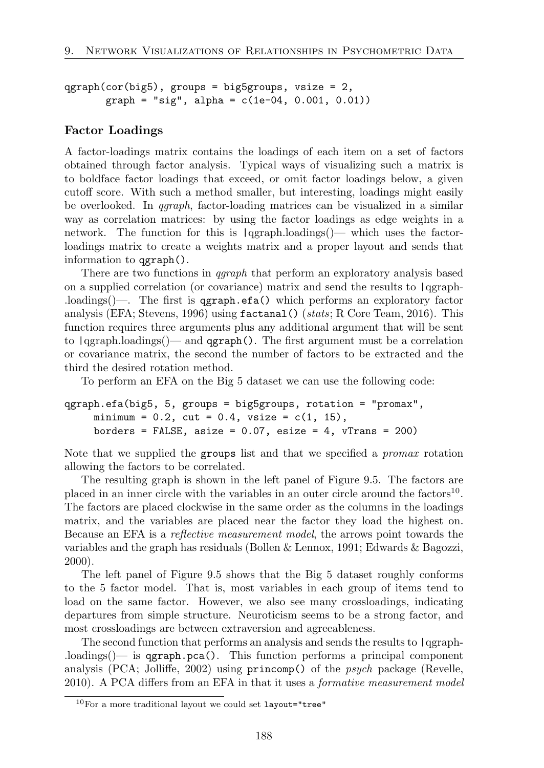```
qgraph(cor(big5), groups = big5groups, vsize = 2,
       graph = "sig", alpha = c(1e-04, 0.001, 0.01))
```

### Factor Loadings

A factor-loadings matrix contains the loadings of each item on a set of factors obtained through factor analysis. Typical ways of visualizing such a matrix is to boldface factor loadings that exceed, or omit factor loadings below, a given cutoff score. With such a method smaller, but interesting, loadings might easily be overlooked. In *qgraph*, factor-loading matrices can be visualized in a similar way as correlation matrices: by using the factor loadings as edge weights in a network. The function for this is |qgraph.loadings()— which uses the factor-loadings matrix to create a weights matrix and a proper layout and sends that information to `qgraph()`.

There are two functions in *qgraph* that perform an exploratory analysis based on a supplied correlation (or covariance) matrix and send the results to |qgraph-.loadings()—. The first is `qgraph.efa()` which performs an exploratory factor analysis (EFA; Stevens, 1996) using `factanal()` (*stats*; R Core Team, 2016). This function requires three arguments plus any additional argument that will be sent to |qgraph.loadings()— and `qgraph()`. The first argument must be a correlation or covariance matrix, the second the number of factors to be extracted and the third the desired rotation method.

To perform an EFA on the Big 5 dataset we can use the following code:

```
qgraph.efa(big5, 5, groups = big5groups, rotation = "promax",
     minimum = 0.2, cut = 0.4, vsize = c(1, 15),
     borders = FALSE, asize = 0.07, esize = 4, vTrans = 200)
```

Note that we supplied the `groups` list and that we specified a *promax* rotation allowing the factors to be correlated.

The resulting graph is shown in the left panel of Figure 9.5. The factors are placed in an inner circle with the variables in an outer circle around the factors[10]. The factors are placed clockwise in the same order as the columns in the loadings matrix, and the variables are placed near the factor they load the highest on. Because an EFA is a *reflective measurement model*, the arrows point towards the variables and the graph has residuals (Bollen & Lennox, 1991; Edwards & Bagozzi, 2000).

The left panel of Figure 9.5 shows that the Big 5 dataset roughly conforms to the 5 factor model. That is, most variables in each group of items tend to load on the same factor. However, we also see many crossloadings, indicating departures from simple structure. Neuroticism seems to be a strong factor, and most crossloadings are between extraversion and agreeableness.

The second function that performs an analysis and sends the results to |qgraph-.loadings()— is `qgraph.pca()`. This function performs a principal component analysis (PCA; Jolliffe, 2002) using `princomp()` of the *psych* package (Revelle, 2010). A PCA differs from an EFA in that it uses a *formative measurement model*

[10]For a more traditional layout we could set `layout="tree"`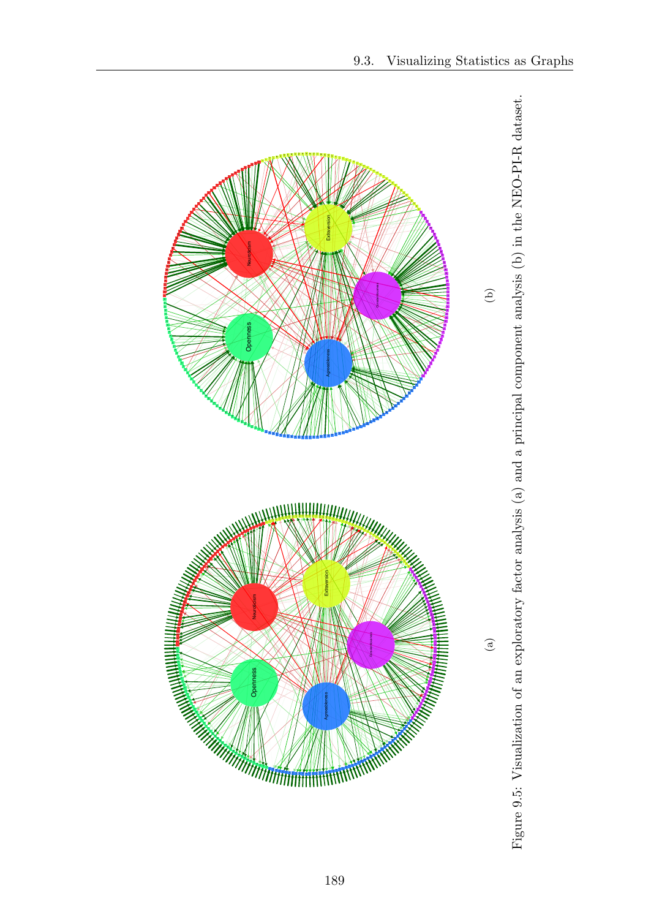(a)

(b)

Figure 9.5: Visualization of an exploratory factor analysis (a) and a principal component analysis (b) in the NEO-PI-R dataset.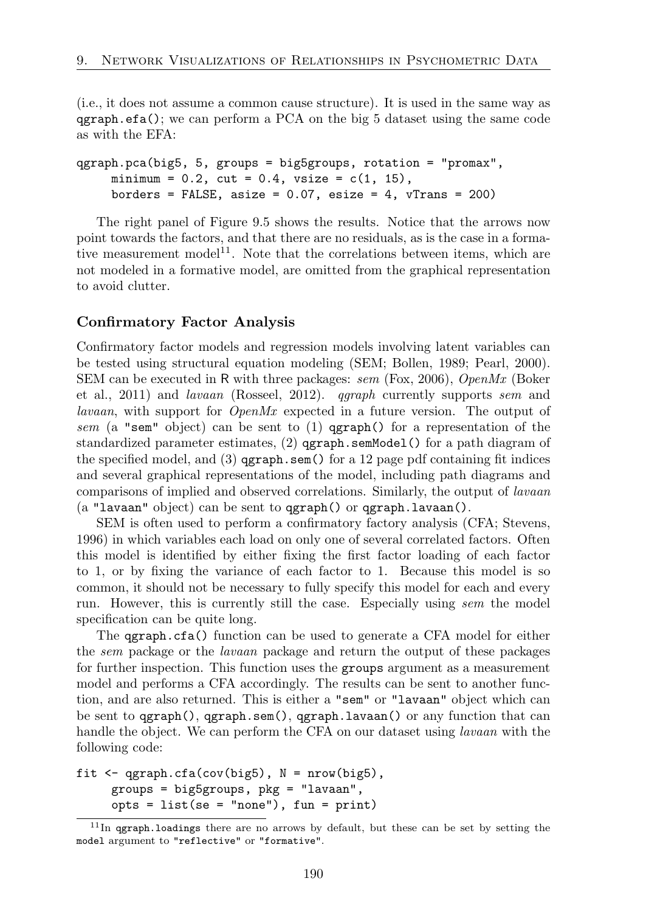(i.e., it does not assume a common cause structure). It is used in the same way as `qgraph.efa()`; we can perform a PCA on the big 5 dataset using the same code as with the EFA:

```
qgraph.pca(big5, 5, groups = big5groups, rotation = "promax",
     minimum = 0.2, cut = 0.4, vsize = c(1, 15),
     borders = FALSE, asize = 0.07, esize = 4, vTrans = 200)
```

The right panel of Figure 9.5 shows the results. Notice that the arrows now point towards the factors, and that there are no residuals, as is the case in a formative measurement model[11]. Note that the correlations between items, which are not modeled in a formative model, are omitted from the graphical representation to avoid clutter.

### Confirmatory Factor Analysis

Confirmatory factor models and regression models involving latent variables can be tested using structural equation modeling (SEM; Bollen, 1989; Pearl, 2000). SEM can be executed in R with three packages: *sem* (Fox, 2006), *OpenMx* (Boker et al., 2011) and *lavaan* (Rosseel, 2012). *qgraph* currently supports *sem* and *lavaan*, with support for *OpenMx* expected in a future version. The output of *sem* (a `"sem"` object) can be sent to (1) `qgraph()` for a representation of the standardized parameter estimates, (2) `qgraph.semModel()` for a path diagram of the specified model, and (3) `qgraph.sem()` for a 12 page pdf containing fit indices and several graphical representations of the model, including path diagrams and comparisons of implied and observed correlations. Similarly, the output of *lavaan* (a `"lavaan"` object) can be sent to `qgraph()` or `qgraph.lavaan()`.

SEM is often used to perform a confirmatory factory analysis (CFA; Stevens, 1996) in which variables each load on only one of several correlated factors. Often this model is identified by either fixing the first factor loading of each factor to 1, or by fixing the variance of each factor to 1. Because this model is so common, it should not be necessary to fully specify this model for each and every run. However, this is currently still the case. Especially using *sem* the model specification can be quite long.

The `qgraph.cfa()` function can be used to generate a CFA model for either the *sem* package or the *lavaan* package and return the output of these packages for further inspection. This function uses the `groups` argument as a measurement model and performs a CFA accordingly. The results can be sent to another function, and are also returned. This is either a `"sem"` or `"lavaan"` object which can be sent to `qgraph()`, `qgraph.sem()`, `qgraph.lavaan()` or any function that can handle the object. We can perform the CFA on our dataset using *lavaan* with the following code:

```
fit <- qgraph.cfa(cov(big5), N = nrow(big5),
     groups = big5groups, pkg = "lavaan",
     opts = list(se = "none"), fun = print)
```

[11] In `qgraph.loadings` there are no arrows by default, but these can be set by setting the `model` argument to `"reflective"` or `"formative"`.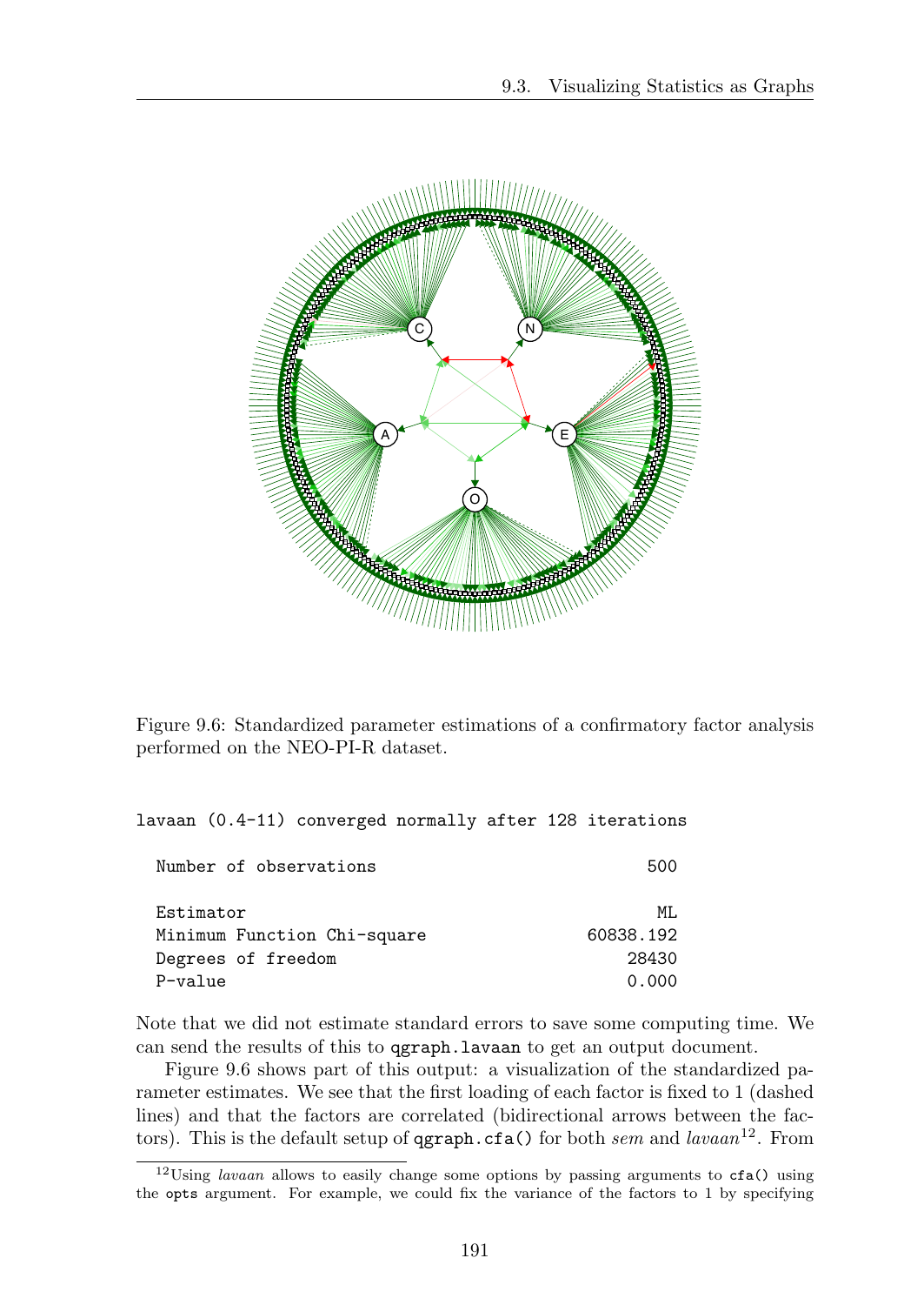Figure 9.6: Standardized parameter estimations of a confirmatory factor analysis performed on the NEO-PI-R dataset.

```
lavaan (0.4-11) converged normally after 128 iterations

  Number of observations                           500

  Estimator                                         ML
  Minimum Function Chi-square                60838.192
  Degrees of freedom                             28430
  P-value                                        0.000
```

Note that we did not estimate standard errors to save some computing time. We can send the results of this to `qgraph.lavaan` to get an output document.

Figure 9.6 shows part of this output: a visualization of the standardized parameter estimates. We see that the first loading of each factor is fixed to 1 (dashed lines) and that the factors are correlated (bidirectional arrows between the factors). This is the default setup of `qgraph.cfa()` for both *sem* and *lavaan*[12]. From

[12] Using *lavaan* allows to easily change some options by passing arguments to `cfa()` using the `opts` argument. For example, we could fix the variance of the factors to 1 by specifying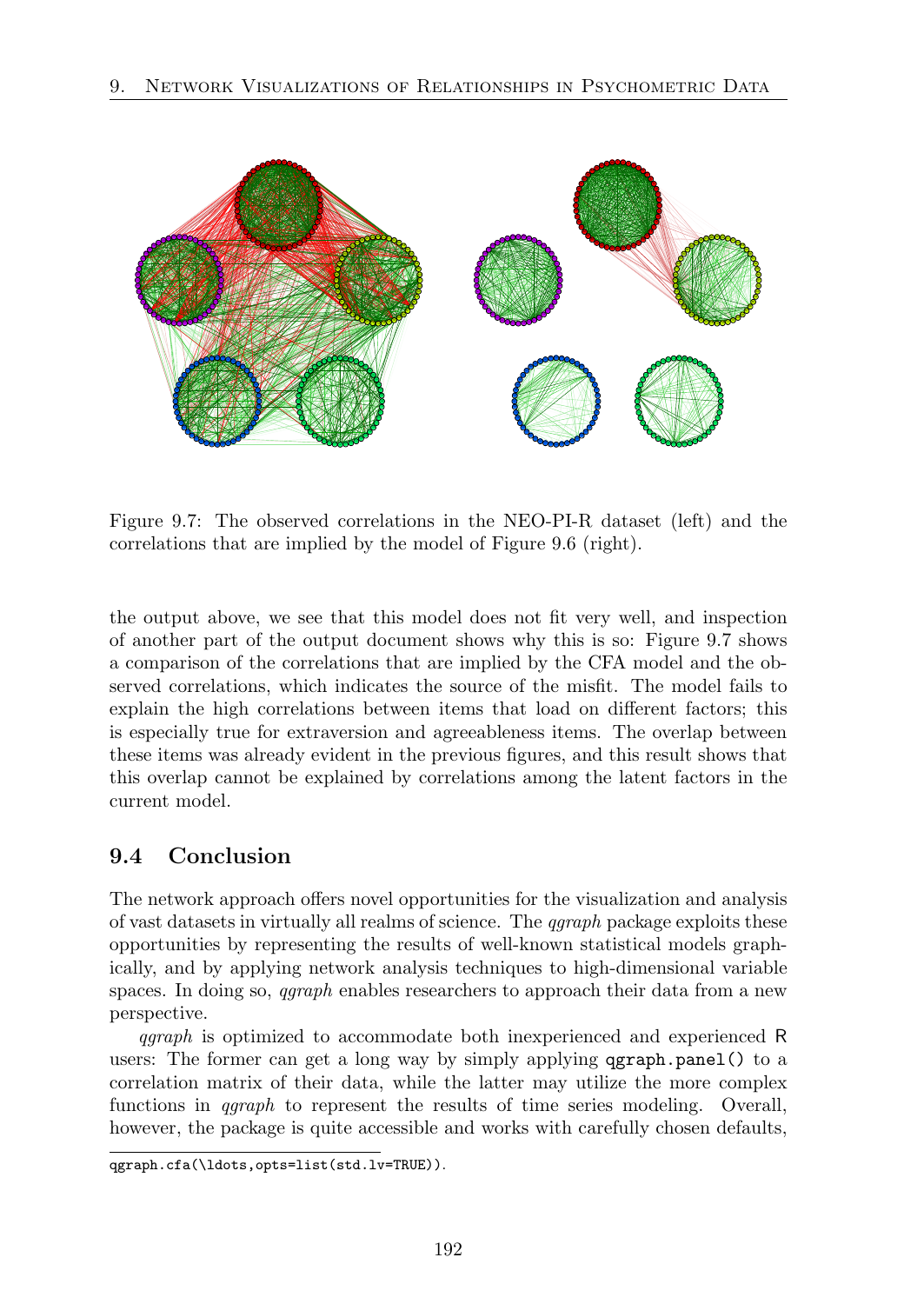Figure 9.7: The observed correlations in the NEO-PI-R dataset (left) and the correlations that are implied by the model of Figure 9.6 (right).

the output above, we see that this model does not fit very well, and inspection of another part of the output document shows why this is so: Figure 9.7 shows a comparison of the correlations that are implied by the CFA model and the observed correlations, which indicates the source of the misfit. The model fails to explain the high correlations between items that load on different factors; this is especially true for extraversion and agreeableness items. The overlap between these items was already evident in the previous figures, and this result shows that this overlap cannot be explained by correlations among the latent factors in the current model.

## 9.4 Conclusion

The network approach offers novel opportunities for the visualization and analysis of vast datasets in virtually all realms of science. The *qgraph* package exploits these opportunities by representing the results of well-known statistical models graphically, and by applying network analysis techniques to high-dimensional variable spaces. In doing so, *qgraph* enables researchers to approach their data from a new perspective.

*qgraph* is optimized to accommodate both inexperienced and experienced R users: The former can get a long way by simply applying `qgraph.panel()` to a correlation matrix of their data, while the latter may utilize the more complex functions in *qgraph* to represent the results of time series modeling. Overall, however, the package is quite accessible and works with carefully chosen defaults,

---

`qgraph.cfa(\ldots,opts=list(std.lv=TRUE))`.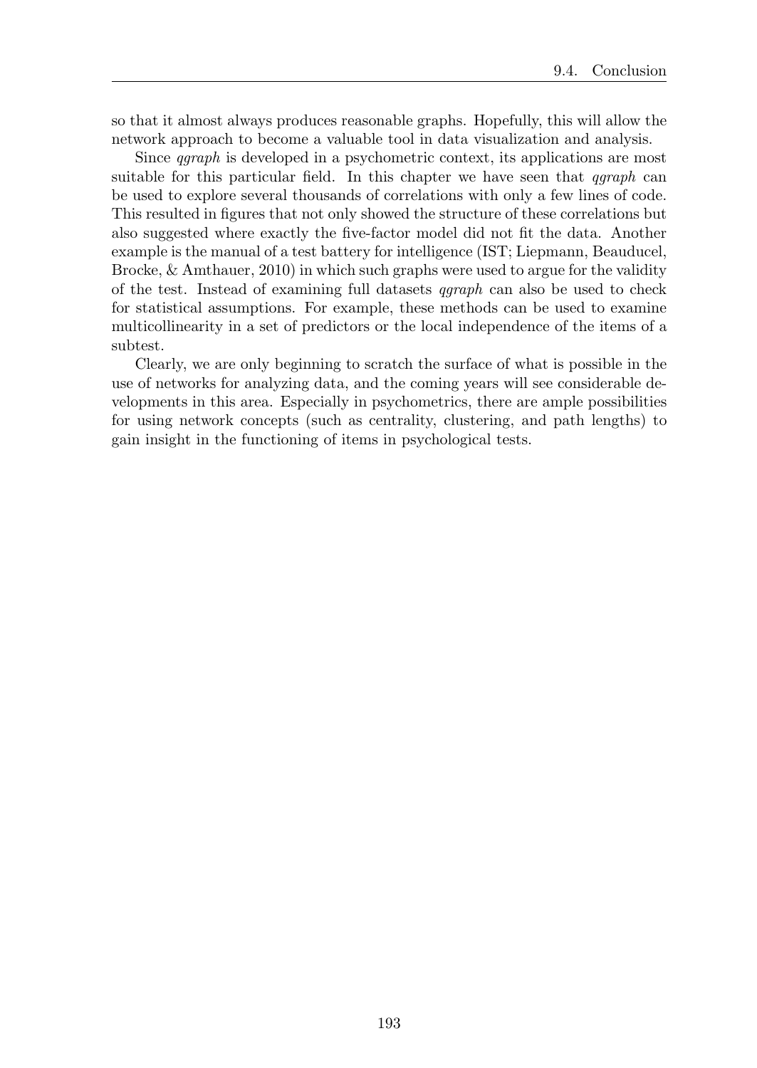so that it almost always produces reasonable graphs. Hopefully, this will allow the network approach to become a valuable tool in data visualization and analysis.

Since *qgraph* is developed in a psychometric context, its applications are most suitable for this particular field. In this chapter we have seen that *qgraph* can be used to explore several thousands of correlations with only a few lines of code. This resulted in figures that not only showed the structure of these correlations but also suggested where exactly the five-factor model did not fit the data. Another example is the manual of a test battery for intelligence (IST; Liepmann, Beauducel, Brocke, & Amthauer, 2010) in which such graphs were used to argue for the validity of the test. Instead of examining full datasets *qgraph* can also be used to check for statistical assumptions. For example, these methods can be used to examine multicollinearity in a set of predictors or the local independence of the items of a subtest.

Clearly, we are only beginning to scratch the surface of what is possible in the use of networks for analyzing data, and the coming years will see considerable developments in this area. Especially in psychometrics, there are ample possibilities for using network concepts (such as centrality, clustering, and path lengths) to gain insight in the functioning of items in psychological tests.